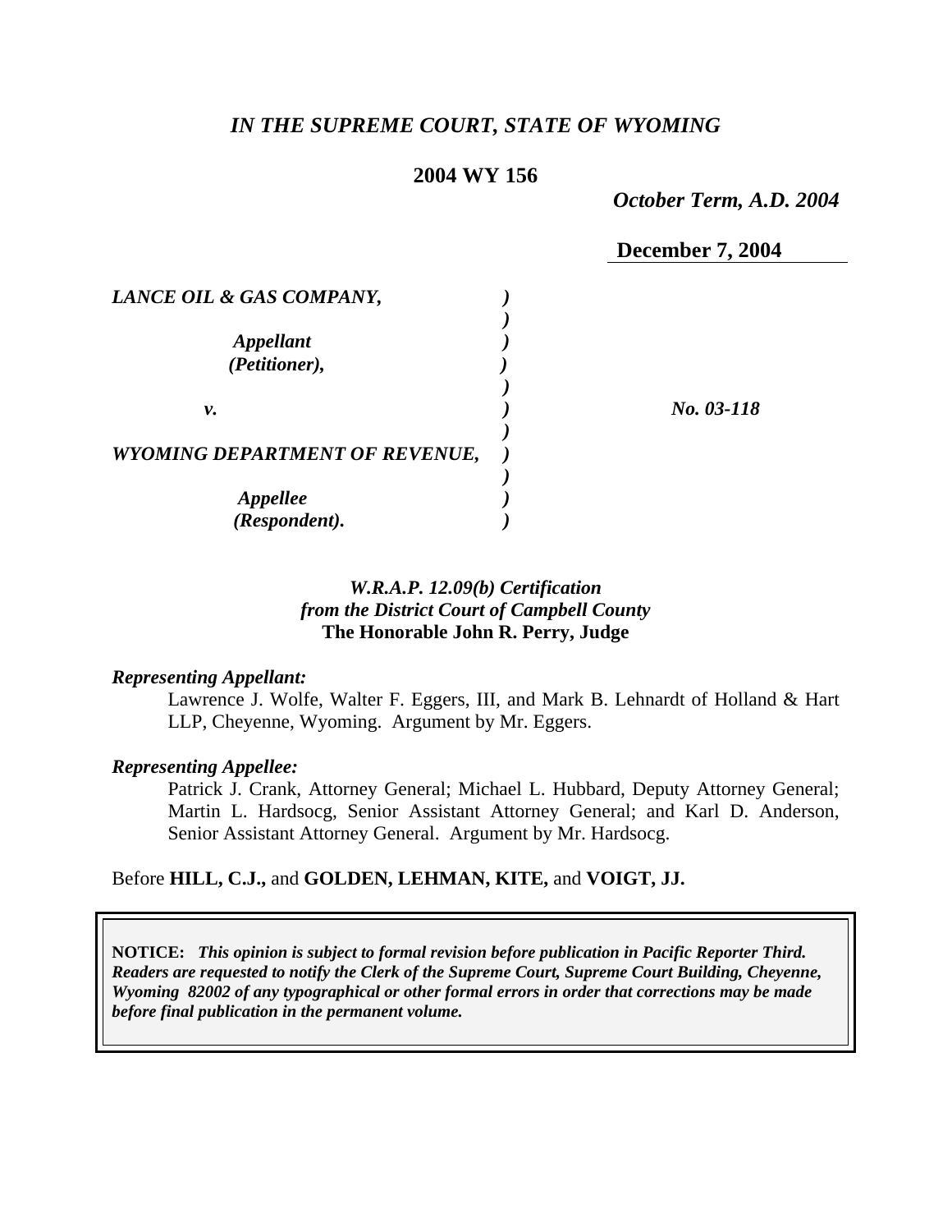*IN THE SUPREME COURT, STATE OF WYOMING*

**2004 WY 156**

*October Term, A.D. 2004*

**December 7, 2004**

| | | |
|---|---|---|
| *LANCE OIL & GAS COMPANY,* | ) | |
| | ) | |
| *Appellant* | ) | |
| *(Petitioner),* | ) | |
| | ) | |
| *v.* | ) | *No. 03-118* |
| | ) | |
| *WYOMING DEPARTMENT OF REVENUE,* | ) | |
| | ) | |
| *Appellee* | ) | |
| *(Respondent).* | ) | |

*W.R.A.P. 12.09(b) Certification*
*from the District Court of Campbell County*
**The Honorable John R. Perry, Judge**

***Representing Appellant:***

Lawrence J. Wolfe, Walter F. Eggers, III, and Mark B. Lehnardt of Holland & Hart LLP, Cheyenne, Wyoming. Argument by Mr. Eggers.

***Representing Appellee:***

Patrick J. Crank, Attorney General; Michael L. Hubbard, Deputy Attorney General; Martin L. Hardsocg, Senior Assistant Attorney General; and Karl D. Anderson, Senior Assistant Attorney General. Argument by Mr. Hardsocg.

Before **HILL, C.J.,** and **GOLDEN, LEHMAN, KITE,** and **VOIGT, JJ.**

**NOTICE:** ***This opinion is subject to formal revision before publication in Pacific Reporter Third. Readers are requested to notify the Clerk of the Supreme Court, Supreme Court Building, Cheyenne, Wyoming 82002 of any typographical or other formal errors in order that corrections may be made before final publication in the permanent volume.***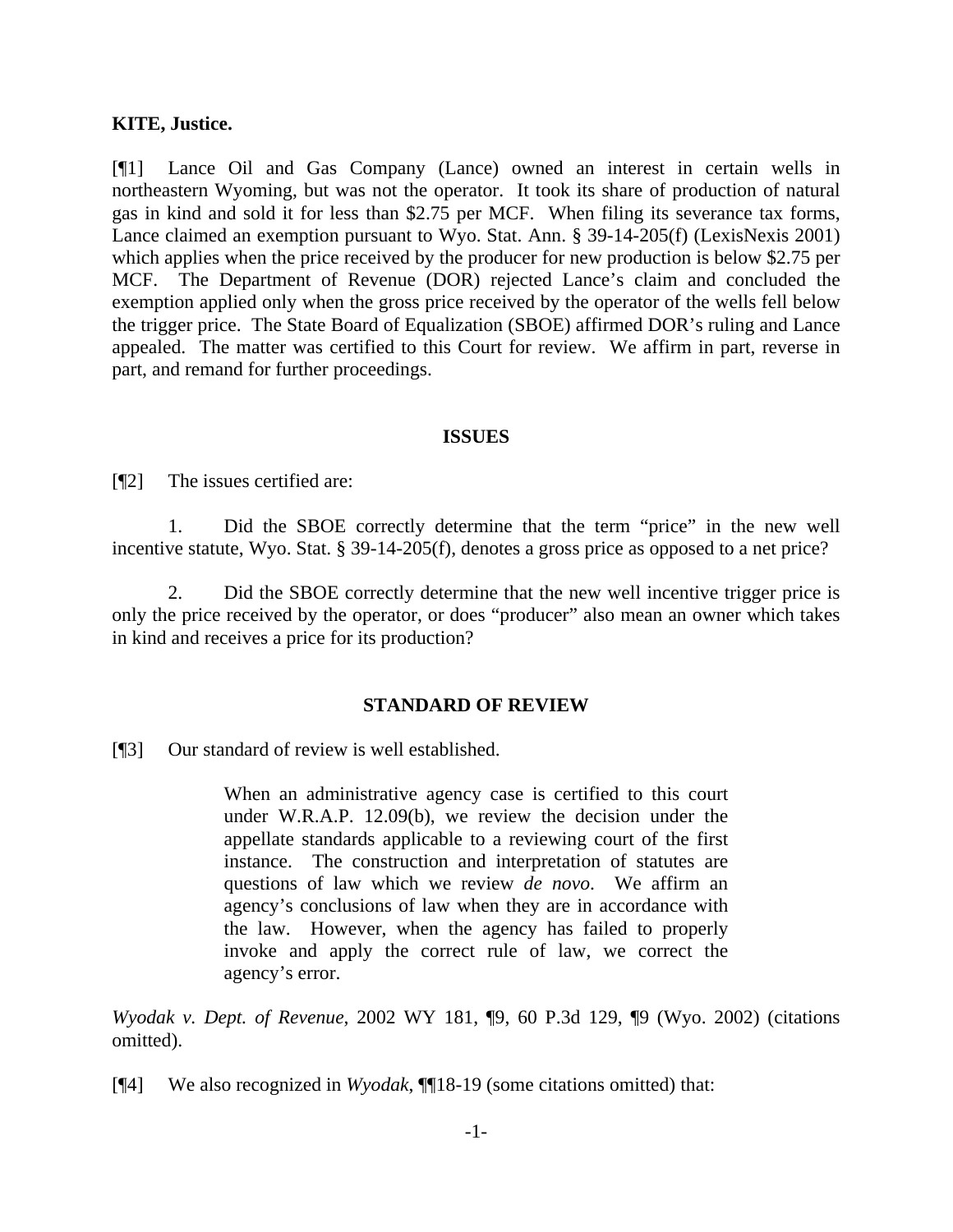**KITE, Justice.**

[¶1] Lance Oil and Gas Company (Lance) owned an interest in certain wells in northeastern Wyoming, but was not the operator. It took its share of production of natural gas in kind and sold it for less than $2.75 per MCF. When filing its severance tax forms, Lance claimed an exemption pursuant to Wyo. Stat. Ann. § 39-14-205(f) (LexisNexis 2001) which applies when the price received by the producer for new production is below $2.75 per MCF. The Department of Revenue (DOR) rejected Lance's claim and concluded the exemption applied only when the gross price received by the operator of the wells fell below the trigger price. The State Board of Equalization (SBOE) affirmed DOR's ruling and Lance appealed. The matter was certified to this Court for review. We affirm in part, reverse in part, and remand for further proceedings.

## ISSUES

[¶2] The issues certified are:

1. Did the SBOE correctly determine that the term "price" in the new well incentive statute, Wyo. Stat. § 39-14-205(f), denotes a gross price as opposed to a net price?

2. Did the SBOE correctly determine that the new well incentive trigger price is only the price received by the operator, or does "producer" also mean an owner which takes in kind and receives a price for its production?

## STANDARD OF REVIEW

[¶3] Our standard of review is well established.

> When an administrative agency case is certified to this court under W.R.A.P. 12.09(b), we review the decision under the appellate standards applicable to a reviewing court of the first instance. The construction and interpretation of statutes are questions of law which we review *de novo*. We affirm an agency's conclusions of law when they are in accordance with the law. However, when the agency has failed to properly invoke and apply the correct rule of law, we correct the agency's error.

*Wyodak v. Dept. of Revenue*, 2002 WY 181, ¶9, 60 P.3d 129, ¶9 (Wyo. 2002) (citations omitted).

[¶4] We also recognized in *Wyodak*, ¶¶18-19 (some citations omitted) that: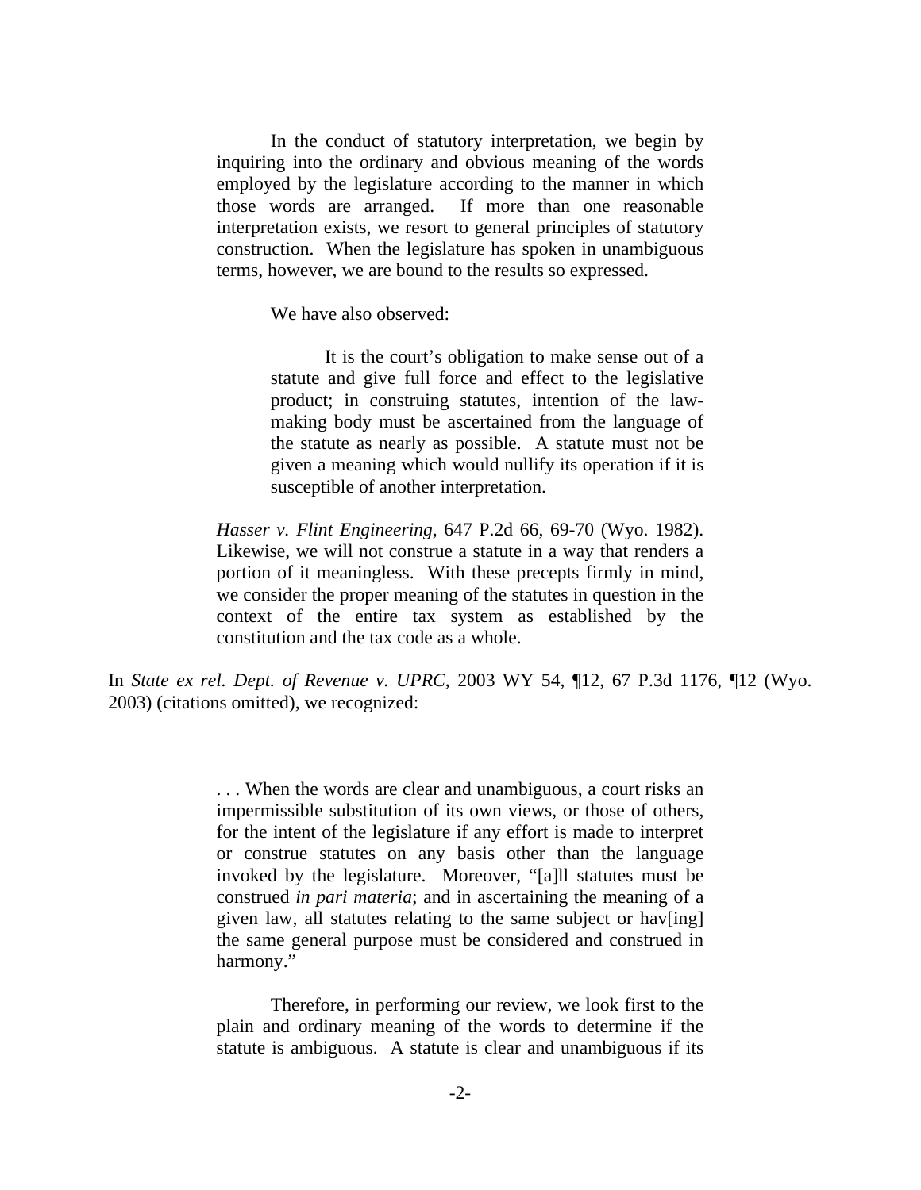> In the conduct of statutory interpretation, we begin by inquiring into the ordinary and obvious meaning of the words employed by the legislature according to the manner in which those words are arranged. If more than one reasonable interpretation exists, we resort to general principles of statutory construction. When the legislature has spoken in unambiguous terms, however, we are bound to the results so expressed.
>
> We have also observed:
>
> > It is the court's obligation to make sense out of a statute and give full force and effect to the legislative product; in construing statutes, intention of the law-making body must be ascertained from the language of the statute as nearly as possible. A statute must not be given a meaning which would nullify its operation if it is susceptible of another interpretation.
>
> *Hasser v. Flint Engineering*, 647 P.2d 66, 69-70 (Wyo. 1982). Likewise, we will not construe a statute in a way that renders a portion of it meaningless. With these precepts firmly in mind, we consider the proper meaning of the statutes in question in the context of the entire tax system as established by the constitution and the tax code as a whole.

In *State ex rel. Dept. of Revenue v. UPRC*, 2003 WY 54, ¶12, 67 P.3d 1176, ¶12 (Wyo. 2003) (citations omitted), we recognized:

> . . . When the words are clear and unambiguous, a court risks an impermissible substitution of its own views, or those of others, for the intent of the legislature if any effort is made to interpret or construe statutes on any basis other than the language invoked by the legislature. Moreover, "[a]ll statutes must be construed *in pari materia*; and in ascertaining the meaning of a given law, all statutes relating to the same subject or hav[ing] the same general purpose must be considered and construed in harmony."
>
> Therefore, in performing our review, we look first to the plain and ordinary meaning of the words to determine if the statute is ambiguous. A statute is clear and unambiguous if its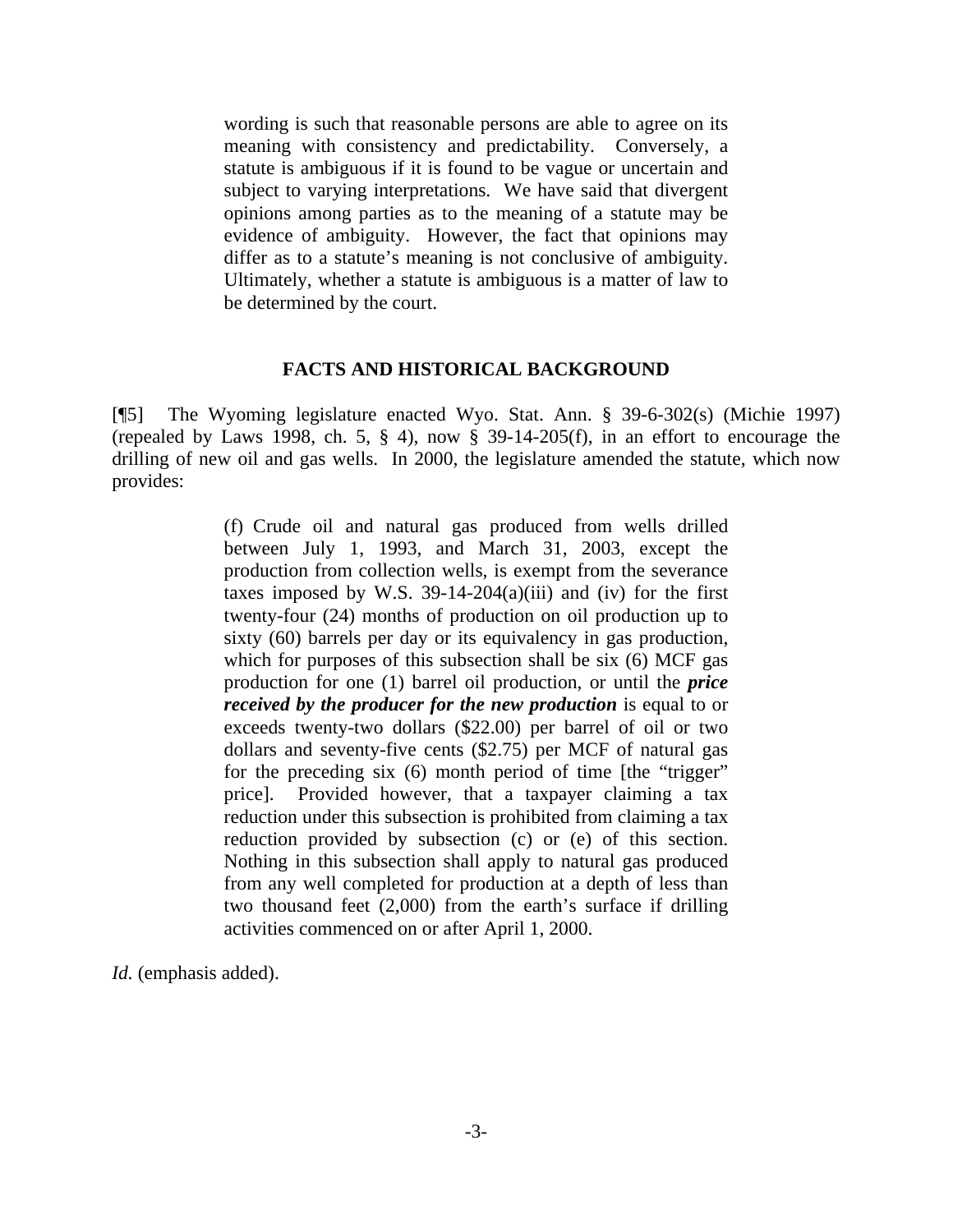> wording is such that reasonable persons are able to agree on its meaning with consistency and predictability. Conversely, a statute is ambiguous if it is found to be vague or uncertain and subject to varying interpretations. We have said that divergent opinions among parties as to the meaning of a statute may be evidence of ambiguity. However, the fact that opinions may differ as to a statute's meaning is not conclusive of ambiguity. Ultimately, whether a statute is ambiguous is a matter of law to be determined by the court.

## FACTS AND HISTORICAL BACKGROUND

[¶5] The Wyoming legislature enacted Wyo. Stat. Ann. § 39-6-302(s) (Michie 1997) (repealed by Laws 1998, ch. 5, § 4), now § 39-14-205(f), in an effort to encourage the drilling of new oil and gas wells. In 2000, the legislature amended the statute, which now provides:

> (f) Crude oil and natural gas produced from wells drilled between July 1, 1993, and March 31, 2003, except the production from collection wells, is exempt from the severance taxes imposed by W.S. 39-14-204(a)(iii) and (iv) for the first twenty-four (24) months of production on oil production up to sixty (60) barrels per day or its equivalency in gas production, which for purposes of this subsection shall be six (6) MCF gas production for one (1) barrel oil production, or until the ***price received by the producer for the new production*** is equal to or exceeds twenty-two dollars ($22.00) per barrel of oil or two dollars and seventy-five cents ($2.75) per MCF of natural gas for the preceding six (6) month period of time [the "trigger" price]. Provided however, that a taxpayer claiming a tax reduction under this subsection is prohibited from claiming a tax reduction provided by subsection (c) or (e) of this section. Nothing in this subsection shall apply to natural gas produced from any well completed for production at a depth of less than two thousand feet (2,000) from the earth's surface if drilling activities commenced on or after April 1, 2000.

*Id.* (emphasis added).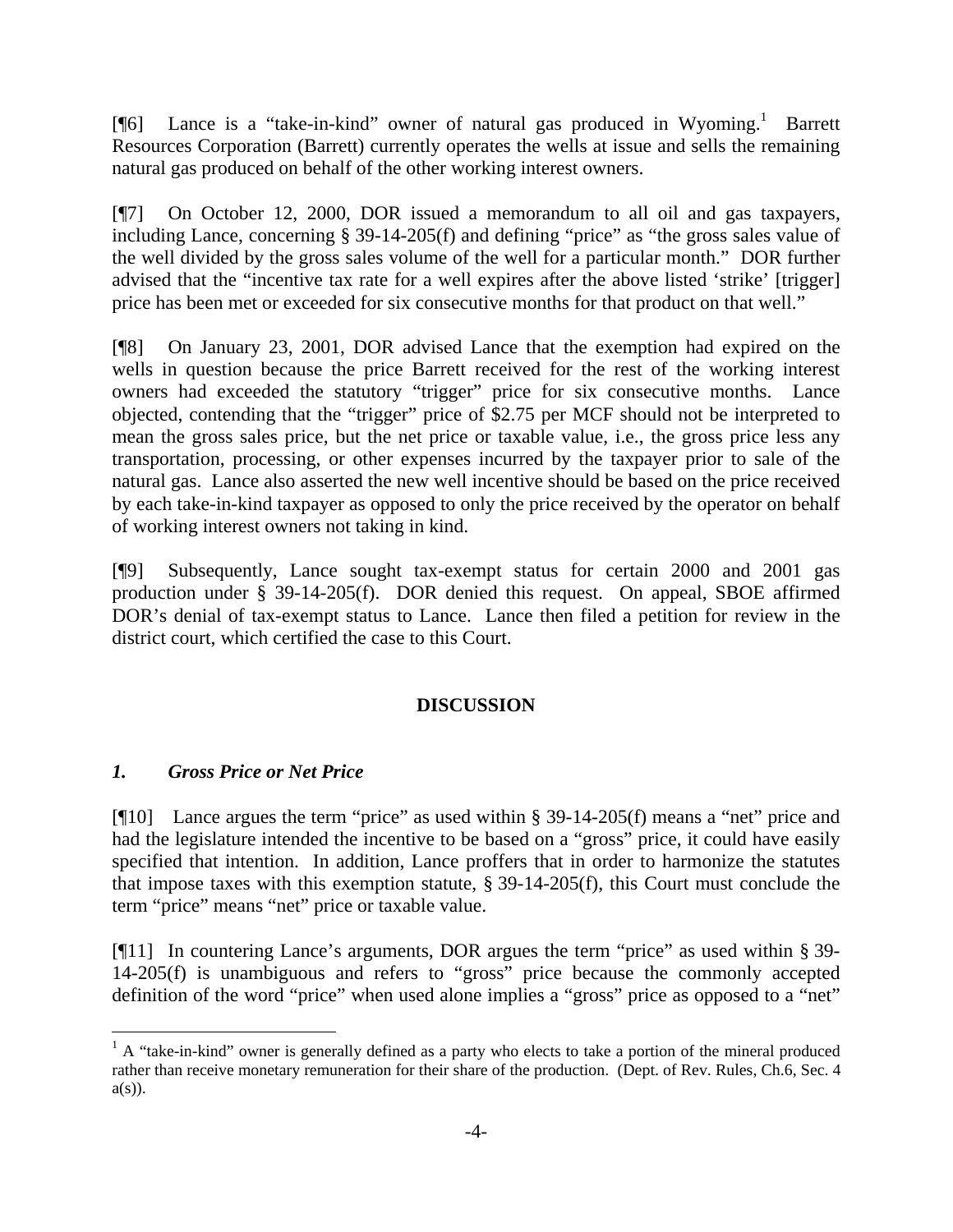[¶6] Lance is a "take-in-kind" owner of natural gas produced in Wyoming.[1] Barrett Resources Corporation (Barrett) currently operates the wells at issue and sells the remaining natural gas produced on behalf of the other working interest owners.

[¶7] On October 12, 2000, DOR issued a memorandum to all oil and gas taxpayers, including Lance, concerning § 39-14-205(f) and defining "price" as "the gross sales value of the well divided by the gross sales volume of the well for a particular month." DOR further advised that the "incentive tax rate for a well expires after the above listed 'strike' [trigger] price has been met or exceeded for six consecutive months for that product on that well."

[¶8] On January 23, 2001, DOR advised Lance that the exemption had expired on the wells in question because the price Barrett received for the rest of the working interest owners had exceeded the statutory "trigger" price for six consecutive months. Lance objected, contending that the "trigger" price of $2.75 per MCF should not be interpreted to mean the gross sales price, but the net price or taxable value, i.e., the gross price less any transportation, processing, or other expenses incurred by the taxpayer prior to sale of the natural gas. Lance also asserted the new well incentive should be based on the price received by each take-in-kind taxpayer as opposed to only the price received by the operator on behalf of working interest owners not taking in kind.

[¶9] Subsequently, Lance sought tax-exempt status for certain 2000 and 2001 gas production under § 39-14-205(f). DOR denied this request. On appeal, SBOE affirmed DOR's denial of tax-exempt status to Lance. Lance then filed a petition for review in the district court, which certified the case to this Court.

## DISCUSSION

### *1. Gross Price or Net Price*

[¶10] Lance argues the term "price" as used within § 39-14-205(f) means a "net" price and had the legislature intended the incentive to be based on a "gross" price, it could have easily specified that intention. In addition, Lance proffers that in order to harmonize the statutes that impose taxes with this exemption statute, § 39-14-205(f), this Court must conclude the term "price" means "net" price or taxable value.

[¶11] In countering Lance's arguments, DOR argues the term "price" as used within § 39-14-205(f) is unambiguous and refers to "gross" price because the commonly accepted definition of the word "price" when used alone implies a "gross" price as opposed to a "net"

[1] A "take-in-kind" owner is generally defined as a party who elects to take a portion of the mineral produced rather than receive monetary remuneration for their share of the production. (Dept. of Rev. Rules, Ch.6, Sec. 4 a(s)).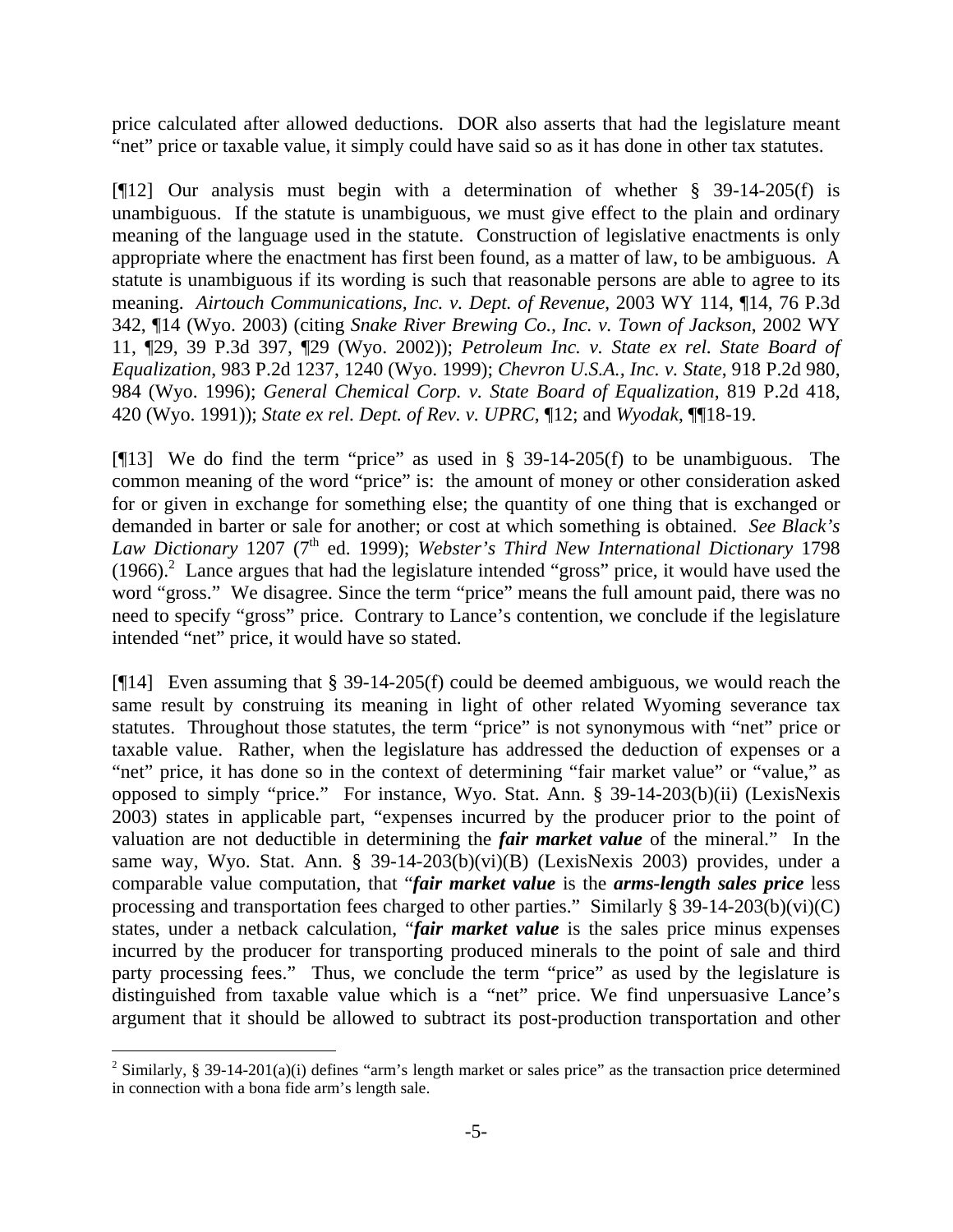price calculated after allowed deductions. DOR also asserts that had the legislature meant "net" price or taxable value, it simply could have said so as it has done in other tax statutes.

[¶12] Our analysis must begin with a determination of whether § 39-14-205(f) is unambiguous. If the statute is unambiguous, we must give effect to the plain and ordinary meaning of the language used in the statute. Construction of legislative enactments is only appropriate where the enactment has first been found, as a matter of law, to be ambiguous. A statute is unambiguous if its wording is such that reasonable persons are able to agree to its meaning. *Airtouch Communications, Inc. v. Dept. of Revenue*, 2003 WY 114, ¶14, 76 P.3d 342, ¶14 (Wyo. 2003) (citing *Snake River Brewing Co., Inc. v. Town of Jackson*, 2002 WY 11, ¶29, 39 P.3d 397, ¶29 (Wyo. 2002)); *Petroleum Inc. v. State ex rel. State Board of Equalization*, 983 P.2d 1237, 1240 (Wyo. 1999); *Chevron U.S.A., Inc. v. State*, 918 P.2d 980, 984 (Wyo. 1996); *General Chemical Corp. v. State Board of Equalization*, 819 P.2d 418, 420 (Wyo. 1991)); *State ex rel. Dept. of Rev. v. UPRC*, ¶12; and *Wyodak*, ¶¶18-19.

[¶13] We do find the term "price" as used in § 39-14-205(f) to be unambiguous. The common meaning of the word "price" is: the amount of money or other consideration asked for or given in exchange for something else; the quantity of one thing that is exchanged or demanded in barter or sale for another; or cost at which something is obtained. *See Black's Law Dictionary* 1207 (7th ed. 1999); *Webster's Third New International Dictionary* 1798 (1966).[2] Lance argues that had the legislature intended "gross" price, it would have used the word "gross." We disagree. Since the term "price" means the full amount paid, there was no need to specify "gross" price. Contrary to Lance's contention, we conclude if the legislature intended "net" price, it would have so stated.

[¶14] Even assuming that § 39-14-205(f) could be deemed ambiguous, we would reach the same result by construing its meaning in light of other related Wyoming severance tax statutes. Throughout those statutes, the term "price" is not synonymous with "net" price or taxable value. Rather, when the legislature has addressed the deduction of expenses or a "net" price, it has done so in the context of determining "fair market value" or "value," as opposed to simply "price." For instance, Wyo. Stat. Ann. § 39-14-203(b)(ii) (LexisNexis 2003) states in applicable part, "expenses incurred by the producer prior to the point of valuation are not deductible in determining the ***fair market value*** of the mineral." In the same way, Wyo. Stat. Ann. § 39-14-203(b)(vi)(B) (LexisNexis 2003) provides, under a comparable value computation, that "***fair market value*** is the ***arms-length sales price*** less processing and transportation fees charged to other parties." Similarly § 39-14-203(b)(vi)(C) states, under a netback calculation, "***fair market value*** is the sales price minus expenses incurred by the producer for transporting produced minerals to the point of sale and third party processing fees." Thus, we conclude the term "price" as used by the legislature is distinguished from taxable value which is a "net" price. We find unpersuasive Lance's argument that it should be allowed to subtract its post-production transportation and other

[2] Similarly, § 39-14-201(a)(i) defines "arm's length market or sales price" as the transaction price determined in connection with a bona fide arm's length sale.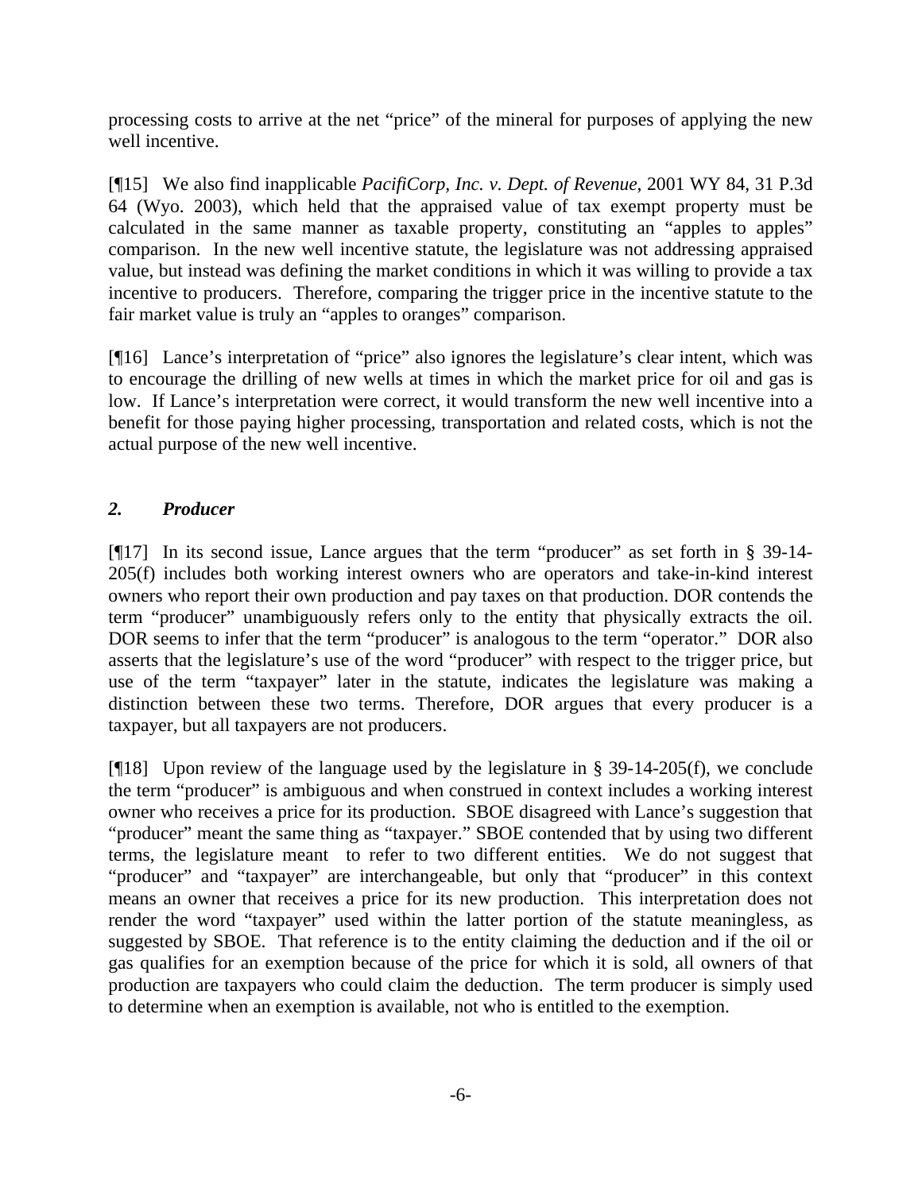processing costs to arrive at the net "price" of the mineral for purposes of applying the new well incentive.

[¶15] We also find inapplicable *PacifiCorp, Inc. v. Dept. of Revenue*, 2001 WY 84, 31 P.3d 64 (Wyo. 2003), which held that the appraised value of tax exempt property must be calculated in the same manner as taxable property, constituting an "apples to apples" comparison. In the new well incentive statute, the legislature was not addressing appraised value, but instead was defining the market conditions in which it was willing to provide a tax incentive to producers. Therefore, comparing the trigger price in the incentive statute to the fair market value is truly an "apples to oranges" comparison.

[¶16] Lance's interpretation of "price" also ignores the legislature's clear intent, which was to encourage the drilling of new wells at times in which the market price for oil and gas is low. If Lance's interpretation were correct, it would transform the new well incentive into a benefit for those paying higher processing, transportation and related costs, which is not the actual purpose of the new well incentive.

### *2. Producer*

[¶17] In its second issue, Lance argues that the term "producer" as set forth in § 39-14-205(f) includes both working interest owners who are operators and take-in-kind interest owners who report their own production and pay taxes on that production. DOR contends the term "producer" unambiguously refers only to the entity that physically extracts the oil. DOR seems to infer that the term "producer" is analogous to the term "operator." DOR also asserts that the legislature's use of the word "producer" with respect to the trigger price, but use of the term "taxpayer" later in the statute, indicates the legislature was making a distinction between these two terms. Therefore, DOR argues that every producer is a taxpayer, but all taxpayers are not producers.

[¶18] Upon review of the language used by the legislature in § 39-14-205(f), we conclude the term "producer" is ambiguous and when construed in context includes a working interest owner who receives a price for its production. SBOE disagreed with Lance's suggestion that "producer" meant the same thing as "taxpayer." SBOE contended that by using two different terms, the legislature meant to refer to two different entities. We do not suggest that "producer" and "taxpayer" are interchangeable, but only that "producer" in this context means an owner that receives a price for its new production. This interpretation does not render the word "taxpayer" used within the latter portion of the statute meaningless, as suggested by SBOE. That reference is to the entity claiming the deduction and if the oil or gas qualifies for an exemption because of the price for which it is sold, all owners of that production are taxpayers who could claim the deduction. The term producer is simply used to determine when an exemption is available, not who is entitled to the exemption.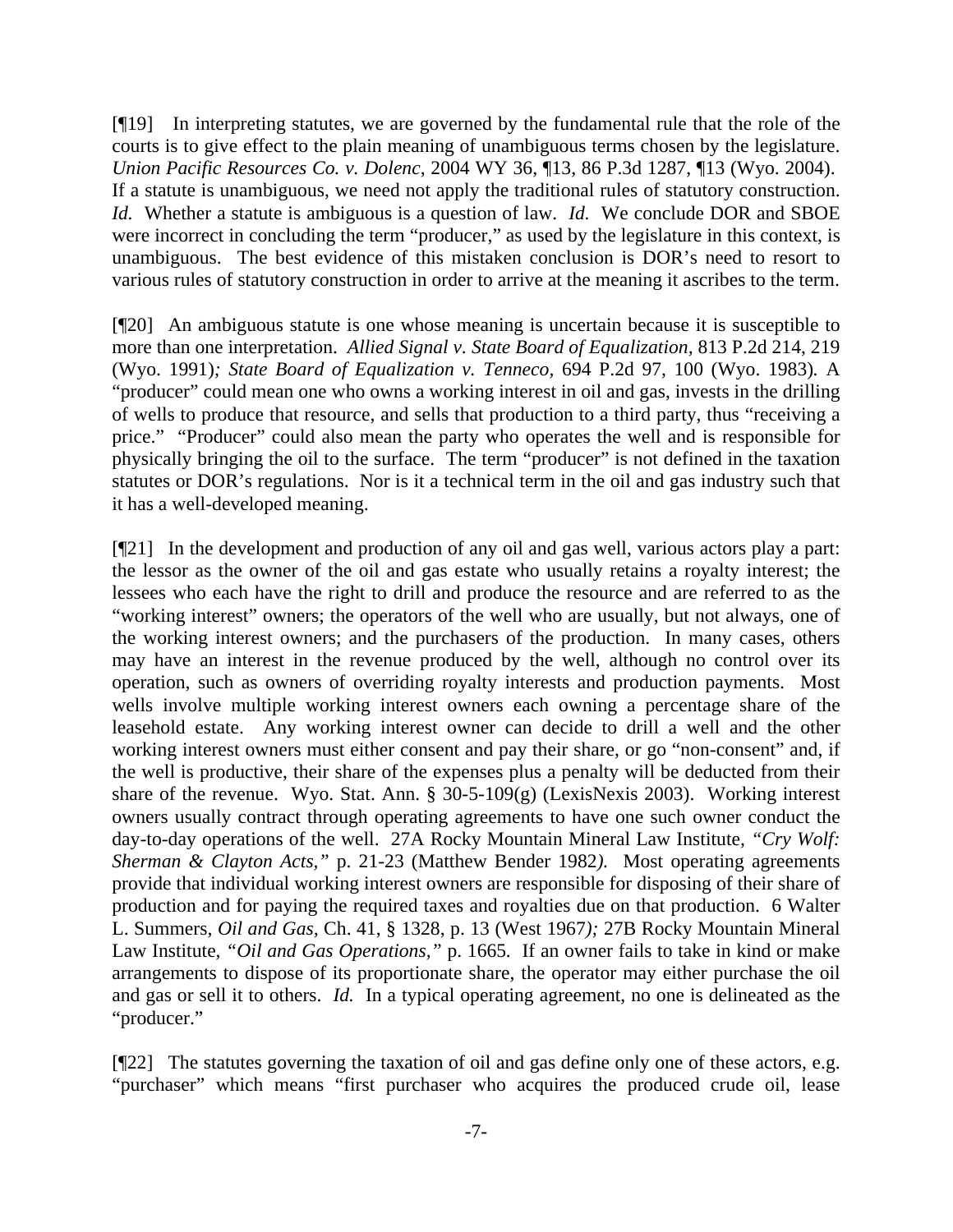[¶19] In interpreting statutes, we are governed by the fundamental rule that the role of the courts is to give effect to the plain meaning of unambiguous terms chosen by the legislature. *Union Pacific Resources Co. v. Dolenc*, 2004 WY 36, ¶13, 86 P.3d 1287, ¶13 (Wyo. 2004). If a statute is unambiguous, we need not apply the traditional rules of statutory construction. *Id.* Whether a statute is ambiguous is a question of law. *Id.* We conclude DOR and SBOE were incorrect in concluding the term "producer," as used by the legislature in this context, is unambiguous. The best evidence of this mistaken conclusion is DOR's need to resort to various rules of statutory construction in order to arrive at the meaning it ascribes to the term.

[¶20] An ambiguous statute is one whose meaning is uncertain because it is susceptible to more than one interpretation. *Allied Signal v. State Board of Equalization,* 813 P.2d 214, 219 (Wyo. 1991)*; State Board of Equalization v. Tenneco,* 694 P.2d 97, 100 (Wyo. 1983)*.* A "producer" could mean one who owns a working interest in oil and gas, invests in the drilling of wells to produce that resource, and sells that production to a third party, thus "receiving a price." "Producer" could also mean the party who operates the well and is responsible for physically bringing the oil to the surface. The term "producer" is not defined in the taxation statutes or DOR's regulations. Nor is it a technical term in the oil and gas industry such that it has a well-developed meaning.

[¶21] In the development and production of any oil and gas well, various actors play a part: the lessor as the owner of the oil and gas estate who usually retains a royalty interest; the lessees who each have the right to drill and produce the resource and are referred to as the "working interest" owners; the operators of the well who are usually, but not always, one of the working interest owners; and the purchasers of the production. In many cases, others may have an interest in the revenue produced by the well, although no control over its operation, such as owners of overriding royalty interests and production payments. Most wells involve multiple working interest owners each owning a percentage share of the leasehold estate. Any working interest owner can decide to drill a well and the other working interest owners must either consent and pay their share, or go "non-consent" and, if the well is productive, their share of the expenses plus a penalty will be deducted from their share of the revenue. Wyo. Stat. Ann. § 30-5-109(g) (LexisNexis 2003). Working interest owners usually contract through operating agreements to have one such owner conduct the day-to-day operations of the well. 27A Rocky Mountain Mineral Law Institute*, "Cry Wolf: Sherman & Clayton Acts,"* p. 21-23 (Matthew Bender 1982*).* Most operating agreements provide that individual working interest owners are responsible for disposing of their share of production and for paying the required taxes and royalties due on that production. 6 Walter L. Summers*, Oil and Gas,* Ch. 41, § 1328, p. 13 (West 1967*);* 27B Rocky Mountain Mineral Law Institute*, "Oil and Gas Operations,"* p. 1665*.* If an owner fails to take in kind or make arrangements to dispose of its proportionate share, the operator may either purchase the oil and gas or sell it to others. *Id.* In a typical operating agreement, no one is delineated as the "producer."

[¶22] The statutes governing the taxation of oil and gas define only one of these actors, e.g. "purchaser" which means "first purchaser who acquires the produced crude oil, lease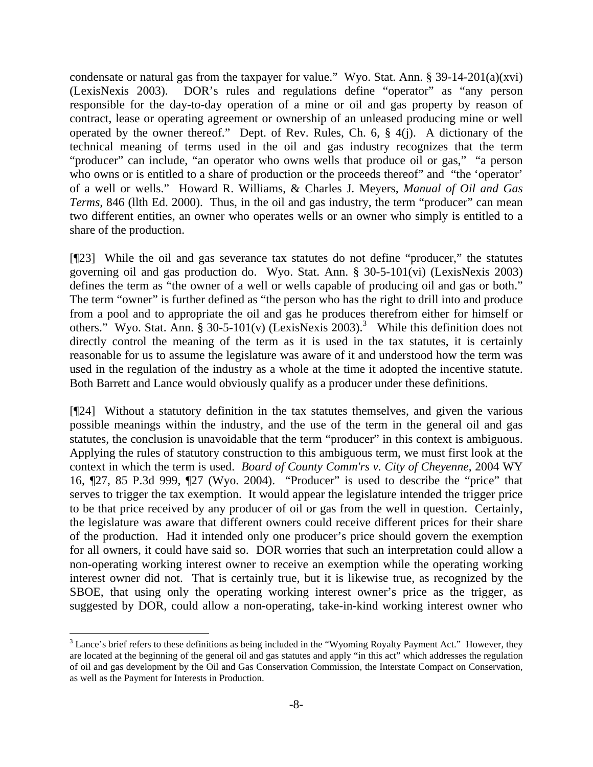condensate or natural gas from the taxpayer for value." Wyo. Stat. Ann. § 39-14-201(a)(xvi) (LexisNexis 2003). DOR's rules and regulations define "operator" as "any person responsible for the day-to-day operation of a mine or oil and gas property by reason of contract, lease or operating agreement or ownership of an unleased producing mine or well operated by the owner thereof." Dept. of Rev. Rules, Ch. 6, § 4(j). A dictionary of the technical meaning of terms used in the oil and gas industry recognizes that the term "producer" can include, "an operator who owns wells that produce oil or gas," "a person who owns or is entitled to a share of production or the proceeds thereof" and "the 'operator' of a well or wells." Howard R. Williams, & Charles J. Meyers, *Manual of Oil and Gas Terms*, 846 (llth Ed. 2000). Thus, in the oil and gas industry, the term "producer" can mean two different entities, an owner who operates wells or an owner who simply is entitled to a share of the production.

[¶23] While the oil and gas severance tax statutes do not define "producer," the statutes governing oil and gas production do. Wyo. Stat. Ann. § 30-5-101(vi) (LexisNexis 2003) defines the term as "the owner of a well or wells capable of producing oil and gas or both." The term "owner" is further defined as "the person who has the right to drill into and produce from a pool and to appropriate the oil and gas he produces therefrom either for himself or others." Wyo. Stat. Ann. § 30-5-101(v) (LexisNexis 2003).[3] While this definition does not directly control the meaning of the term as it is used in the tax statutes, it is certainly reasonable for us to assume the legislature was aware of it and understood how the term was used in the regulation of the industry as a whole at the time it adopted the incentive statute. Both Barrett and Lance would obviously qualify as a producer under these definitions.

[¶24] Without a statutory definition in the tax statutes themselves, and given the various possible meanings within the industry, and the use of the term in the general oil and gas statutes, the conclusion is unavoidable that the term "producer" in this context is ambiguous. Applying the rules of statutory construction to this ambiguous term, we must first look at the context in which the term is used. *Board of County Comm'rs v. City of Cheyenne*, 2004 WY 16, ¶27, 85 P.3d 999, ¶27 (Wyo. 2004). "Producer" is used to describe the "price" that serves to trigger the tax exemption. It would appear the legislature intended the trigger price to be that price received by any producer of oil or gas from the well in question. Certainly, the legislature was aware that different owners could receive different prices for their share of the production. Had it intended only one producer's price should govern the exemption for all owners, it could have said so. DOR worries that such an interpretation could allow a non-operating working interest owner to receive an exemption while the operating working interest owner did not. That is certainly true, but it is likewise true, as recognized by the SBOE, that using only the operating working interest owner's price as the trigger, as suggested by DOR, could allow a non-operating, take-in-kind working interest owner who

[3] Lance's brief refers to these definitions as being included in the "Wyoming Royalty Payment Act." However, they are located at the beginning of the general oil and gas statutes and apply "in this act" which addresses the regulation of oil and gas development by the Oil and Gas Conservation Commission, the Interstate Compact on Conservation, as well as the Payment for Interests in Production.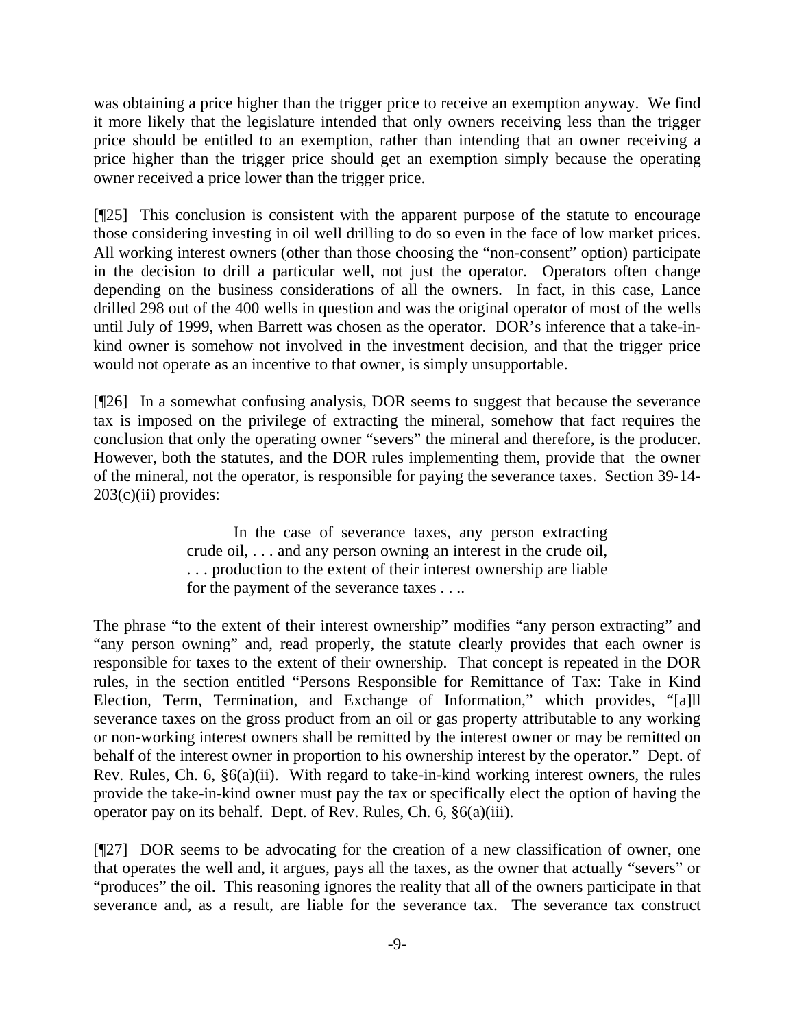was obtaining a price higher than the trigger price to receive an exemption anyway. We find it more likely that the legislature intended that only owners receiving less than the trigger price should be entitled to an exemption, rather than intending that an owner receiving a price higher than the trigger price should get an exemption simply because the operating owner received a price lower than the trigger price.

[¶25] This conclusion is consistent with the apparent purpose of the statute to encourage those considering investing in oil well drilling to do so even in the face of low market prices. All working interest owners (other than those choosing the "non-consent" option) participate in the decision to drill a particular well, not just the operator. Operators often change depending on the business considerations of all the owners. In fact, in this case, Lance drilled 298 out of the 400 wells in question and was the original operator of most of the wells until July of 1999, when Barrett was chosen as the operator. DOR's inference that a take-in-kind owner is somehow not involved in the investment decision, and that the trigger price would not operate as an incentive to that owner, is simply unsupportable.

[¶26] In a somewhat confusing analysis, DOR seems to suggest that because the severance tax is imposed on the privilege of extracting the mineral, somehow that fact requires the conclusion that only the operating owner "severs" the mineral and therefore, is the producer. However, both the statutes, and the DOR rules implementing them, provide that the owner of the mineral, not the operator, is responsible for paying the severance taxes. Section 39-14-203(c)(ii) provides:

> In the case of severance taxes, any person extracting crude oil, . . . and any person owning an interest in the crude oil, . . . production to the extent of their interest ownership are liable for the payment of the severance taxes . . ..

The phrase "to the extent of their interest ownership" modifies "any person extracting" and "any person owning" and, read properly, the statute clearly provides that each owner is responsible for taxes to the extent of their ownership. That concept is repeated in the DOR rules, in the section entitled "Persons Responsible for Remittance of Tax: Take in Kind Election, Term, Termination, and Exchange of Information," which provides, "[a]ll severance taxes on the gross product from an oil or gas property attributable to any working or non-working interest owners shall be remitted by the interest owner or may be remitted on behalf of the interest owner in proportion to his ownership interest by the operator." Dept. of Rev. Rules, Ch. 6, §6(a)(ii). With regard to take-in-kind working interest owners, the rules provide the take-in-kind owner must pay the tax or specifically elect the option of having the operator pay on its behalf. Dept. of Rev. Rules, Ch. 6, §6(a)(iii).

[¶27] DOR seems to be advocating for the creation of a new classification of owner, one that operates the well and, it argues, pays all the taxes, as the owner that actually "severs" or "produces" the oil. This reasoning ignores the reality that all of the owners participate in that severance and, as a result, are liable for the severance tax. The severance tax construct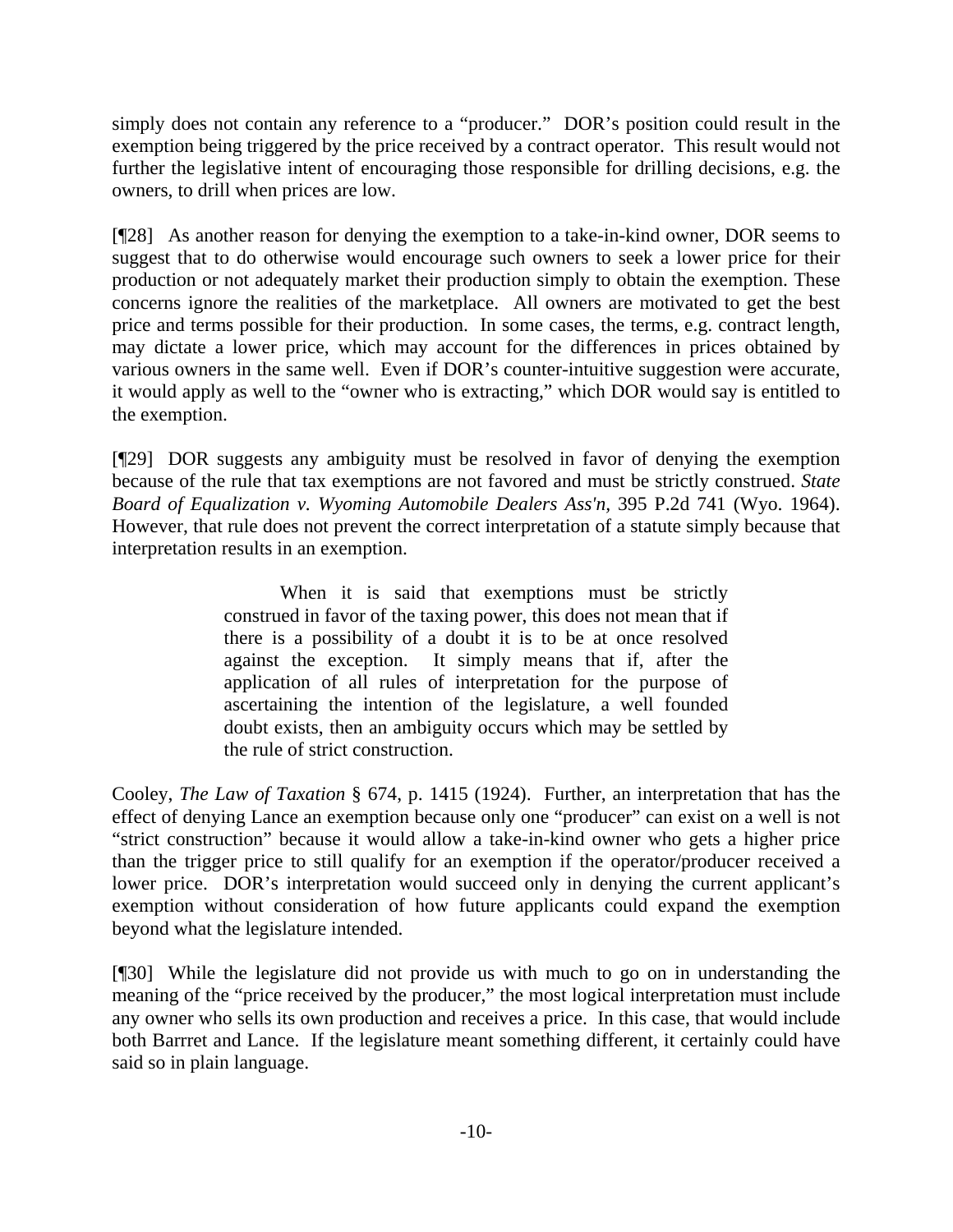simply does not contain any reference to a "producer." DOR's position could result in the exemption being triggered by the price received by a contract operator. This result would not further the legislative intent of encouraging those responsible for drilling decisions, e.g. the owners, to drill when prices are low.

[¶28] As another reason for denying the exemption to a take-in-kind owner, DOR seems to suggest that to do otherwise would encourage such owners to seek a lower price for their production or not adequately market their production simply to obtain the exemption. These concerns ignore the realities of the marketplace. All owners are motivated to get the best price and terms possible for their production. In some cases, the terms, e.g. contract length, may dictate a lower price, which may account for the differences in prices obtained by various owners in the same well. Even if DOR's counter-intuitive suggestion were accurate, it would apply as well to the "owner who is extracting," which DOR would say is entitled to the exemption.

[¶29] DOR suggests any ambiguity must be resolved in favor of denying the exemption because of the rule that tax exemptions are not favored and must be strictly construed. *State Board of Equalization v. Wyoming Automobile Dealers Ass'n*, 395 P.2d 741 (Wyo. 1964). However, that rule does not prevent the correct interpretation of a statute simply because that interpretation results in an exemption.

> When it is said that exemptions must be strictly construed in favor of the taxing power, this does not mean that if there is a possibility of a doubt it is to be at once resolved against the exception. It simply means that if, after the application of all rules of interpretation for the purpose of ascertaining the intention of the legislature, a well founded doubt exists, then an ambiguity occurs which may be settled by the rule of strict construction.

Cooley, *The Law of Taxation* § 674, p. 1415 (1924). Further, an interpretation that has the effect of denying Lance an exemption because only one "producer" can exist on a well is not "strict construction" because it would allow a take-in-kind owner who gets a higher price than the trigger price to still qualify for an exemption if the operator/producer received a lower price. DOR's interpretation would succeed only in denying the current applicant's exemption without consideration of how future applicants could expand the exemption beyond what the legislature intended.

[¶30] While the legislature did not provide us with much to go on in understanding the meaning of the "price received by the producer," the most logical interpretation must include any owner who sells its own production and receives a price. In this case, that would include both Barrret and Lance. If the legislature meant something different, it certainly could have said so in plain language.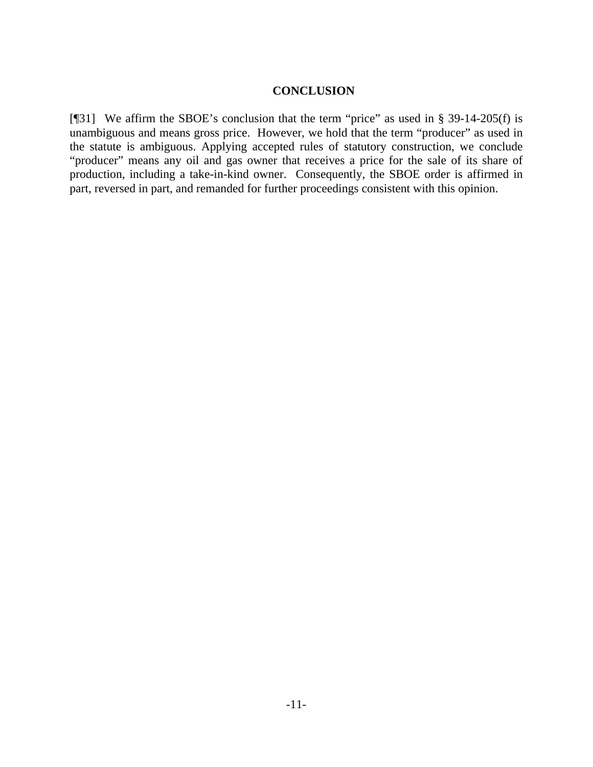## CONCLUSION

[¶31] We affirm the SBOE's conclusion that the term "price" as used in § 39-14-205(f) is unambiguous and means gross price. However, we hold that the term "producer" as used in the statute is ambiguous. Applying accepted rules of statutory construction, we conclude "producer" means any oil and gas owner that receives a price for the sale of its share of production, including a take-in-kind owner. Consequently, the SBOE order is affirmed in part, reversed in part, and remanded for further proceedings consistent with this opinion.